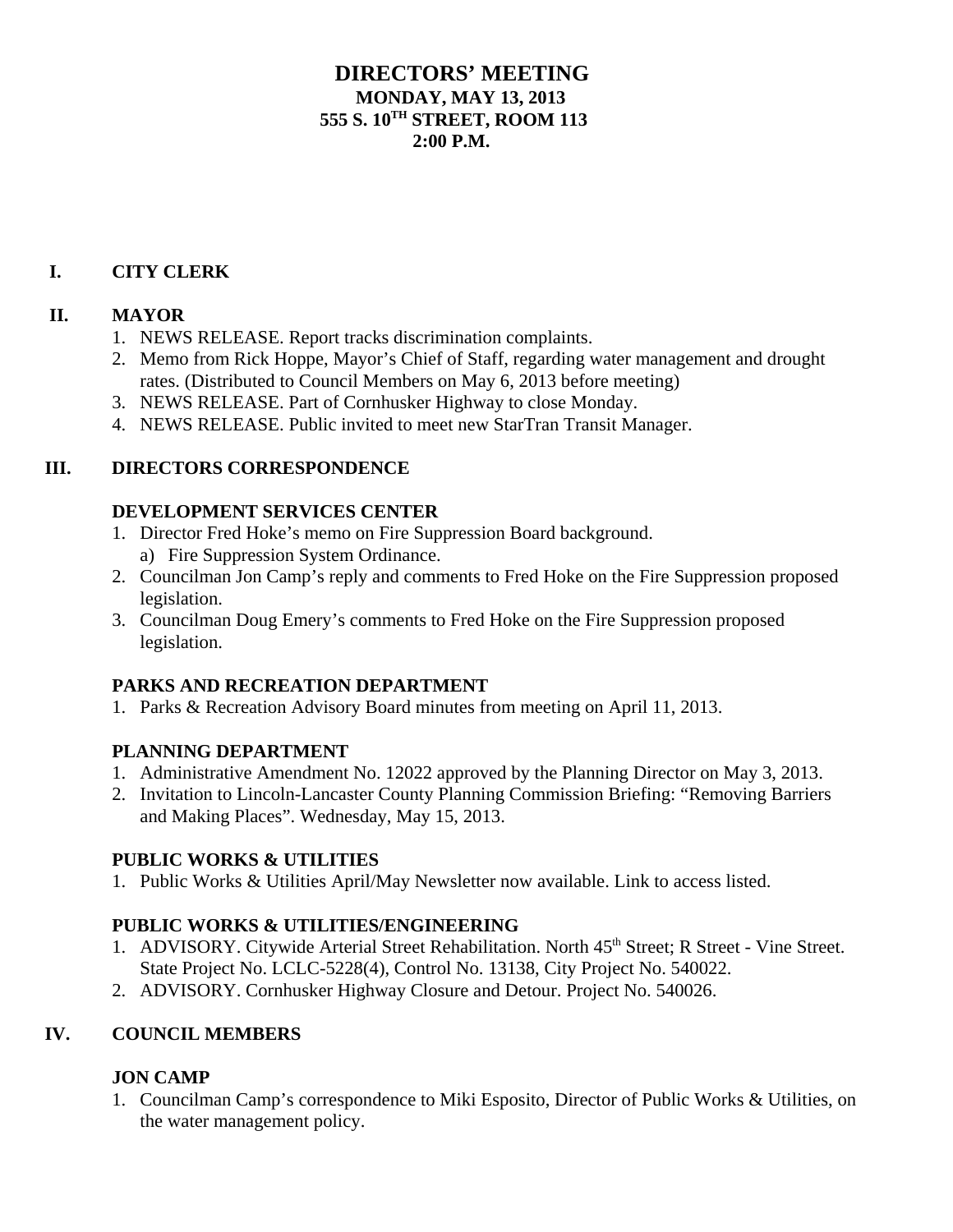# DIRECTORS' MEETING
**MONDAY, MAY 13, 2013**
**555 S. 10TH STREET, ROOM 113**
**2:00 P.M.**

## I. CITY CLERK

## II. MAYOR

1. NEWS RELEASE. Report tracks discrimination complaints.
2. Memo from Rick Hoppe, Mayor's Chief of Staff, regarding water management and drought rates. (Distributed to Council Members on May 6, 2013 before meeting)
3. NEWS RELEASE. Part of Cornhusker Highway to close Monday.
4. NEWS RELEASE. Public invited to meet new StarTran Transit Manager.

## III. DIRECTORS CORRESPONDENCE

### DEVELOPMENT SERVICES CENTER

1. Director Fred Hoke's memo on Fire Suppression Board background.
   a) Fire Suppression System Ordinance.
2. Councilman Jon Camp's reply and comments to Fred Hoke on the Fire Suppression proposed legislation.
3. Councilman Doug Emery's comments to Fred Hoke on the Fire Suppression proposed legislation.

### PARKS AND RECREATION DEPARTMENT

1. Parks & Recreation Advisory Board minutes from meeting on April 11, 2013.

### PLANNING DEPARTMENT

1. Administrative Amendment No. 12022 approved by the Planning Director on May 3, 2013.
2. Invitation to Lincoln-Lancaster County Planning Commission Briefing: "Removing Barriers and Making Places". Wednesday, May 15, 2013.

### PUBLIC WORKS & UTILITIES

1. Public Works & Utilities April/May Newsletter now available. Link to access listed.

### PUBLIC WORKS & UTILITIES/ENGINEERING

1. ADVISORY. Citywide Arterial Street Rehabilitation. North 45th Street; R Street - Vine Street. State Project No. LCLC-5228(4), Control No. 13138, City Project No. 540022.
2. ADVISORY. Cornhusker Highway Closure and Detour. Project No. 540026.

## IV. COUNCIL MEMBERS

### JON CAMP

1. Councilman Camp's correspondence to Miki Esposito, Director of Public Works & Utilities, on the water management policy.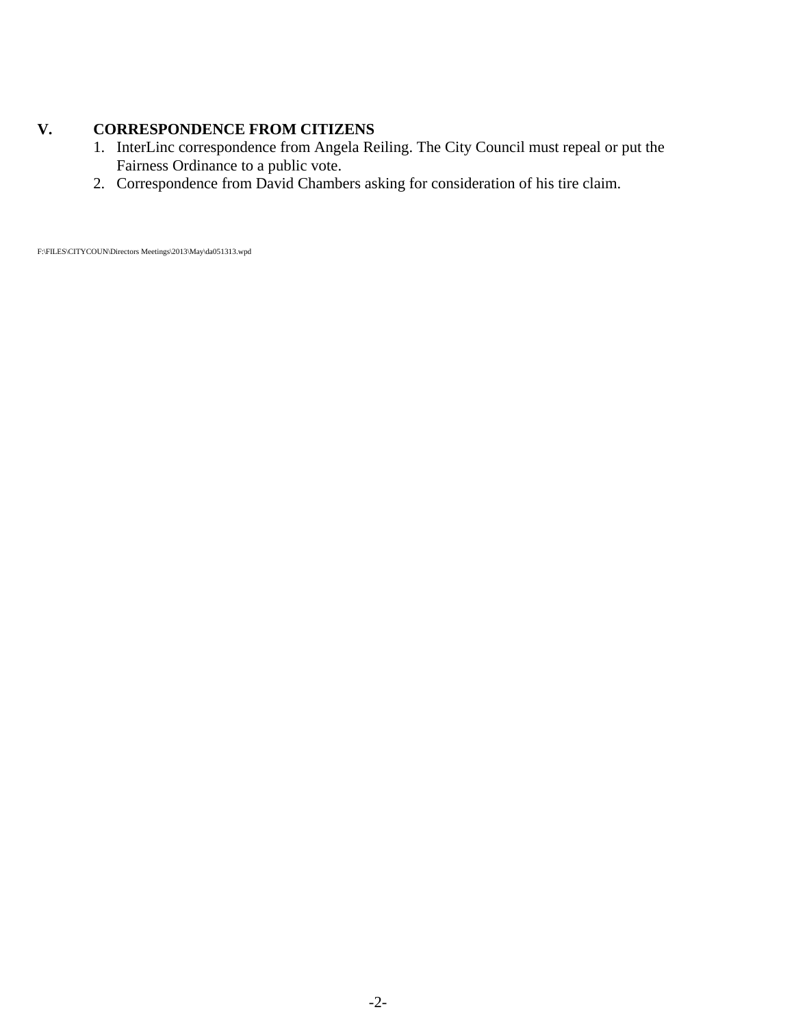## V. CORRESPONDENCE FROM CITIZENS

1. InterLinc correspondence from Angela Reiling. The City Council must repeal or put the Fairness Ordinance to a public vote.
2. Correspondence from David Chambers asking for consideration of his tire claim.

F:\FILES\CITYCOUN\Directors Meetings\2013\May\da051313.wpd